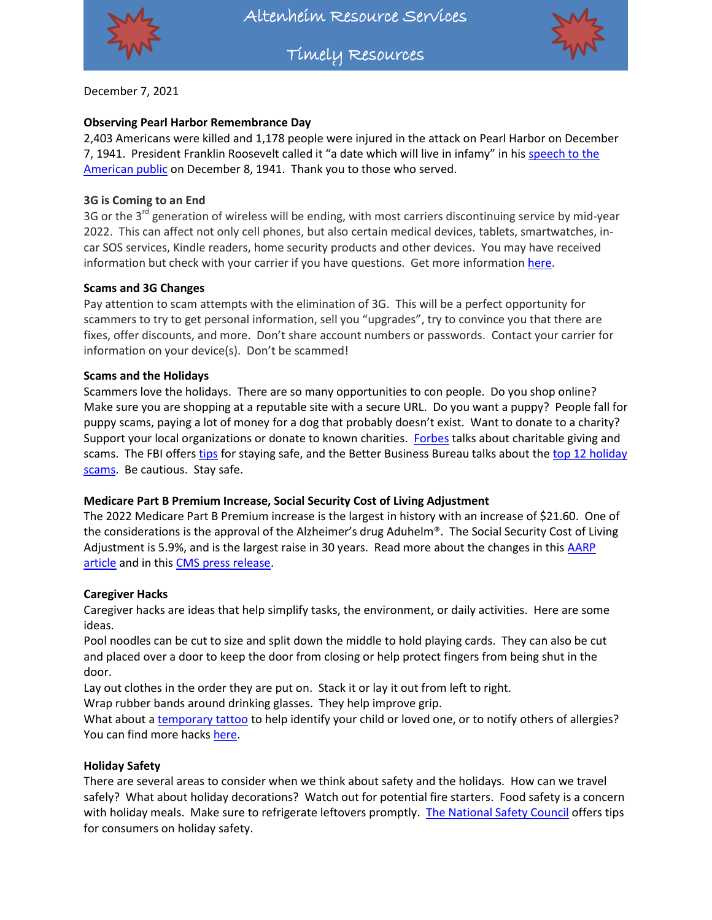# Altenheim Resource Services

## Timely Resources

December 7, 2021

**Observing Pearl Harbor Remembrance Day**

2,403 Americans were killed and 1,178 people were injured in the attack on Pearl Harbor on December 7, 1941. President Franklin Roosevelt called it "a date which will live in infamy" in his speech to the American public on December 8, 1941. Thank you to those who served.

**3G is Coming to an End**

3G or the 3rd generation of wireless will be ending, with most carriers discontinuing service by mid-year 2022. This can affect not only cell phones, but also certain medical devices, tablets, smartwatches, in-car SOS services, Kindle readers, home security products and other devices. You may have received information but check with your carrier if you have questions. Get more information here.

**Scams and 3G Changes**

Pay attention to scam attempts with the elimination of 3G. This will be a perfect opportunity for scammers to try to get personal information, sell you "upgrades", try to convince you that there are fixes, offer discounts, and more. Don't share account numbers or passwords. Contact your carrier for information on your device(s). Don't be scammed!

**Scams and the Holidays**

Scammers love the holidays. There are so many opportunities to con people. Do you shop online? Make sure you are shopping at a reputable site with a secure URL. Do you want a puppy? People fall for puppy scams, paying a lot of money for a dog that probably doesn't exist. Want to donate to a charity? Support your local organizations or donate to known charities. Forbes talks about charitable giving and scams. The FBI offers tips for staying safe, and the Better Business Bureau talks about the top 12 holiday scams. Be cautious. Stay safe.

**Medicare Part B Premium Increase, Social Security Cost of Living Adjustment**

The 2022 Medicare Part B Premium increase is the largest in history with an increase of $21.60. One of the considerations is the approval of the Alzheimer's drug Aduhelm®. The Social Security Cost of Living Adjustment is 5.9%, and is the largest raise in 30 years. Read more about the changes in this AARP article and in this CMS press release.

**Caregiver Hacks**

Caregiver hacks are ideas that help simplify tasks, the environment, or daily activities. Here are some ideas.

Pool noodles can be cut to size and split down the middle to hold playing cards. They can also be cut and placed over a door to keep the door from closing or help protect fingers from being shut in the door.

Lay out clothes in the order they are put on. Stack it or lay it out from left to right.

Wrap rubber bands around drinking glasses. They help improve grip.

What about a temporary tattoo to help identify your child or loved one, or to notify others of allergies? You can find more hacks here.

**Holiday Safety**

There are several areas to consider when we think about safety and the holidays. How can we travel safely? What about holiday decorations? Watch out for potential fire starters. Food safety is a concern with holiday meals. Make sure to refrigerate leftovers promptly. The National Safety Council offers tips for consumers on holiday safety.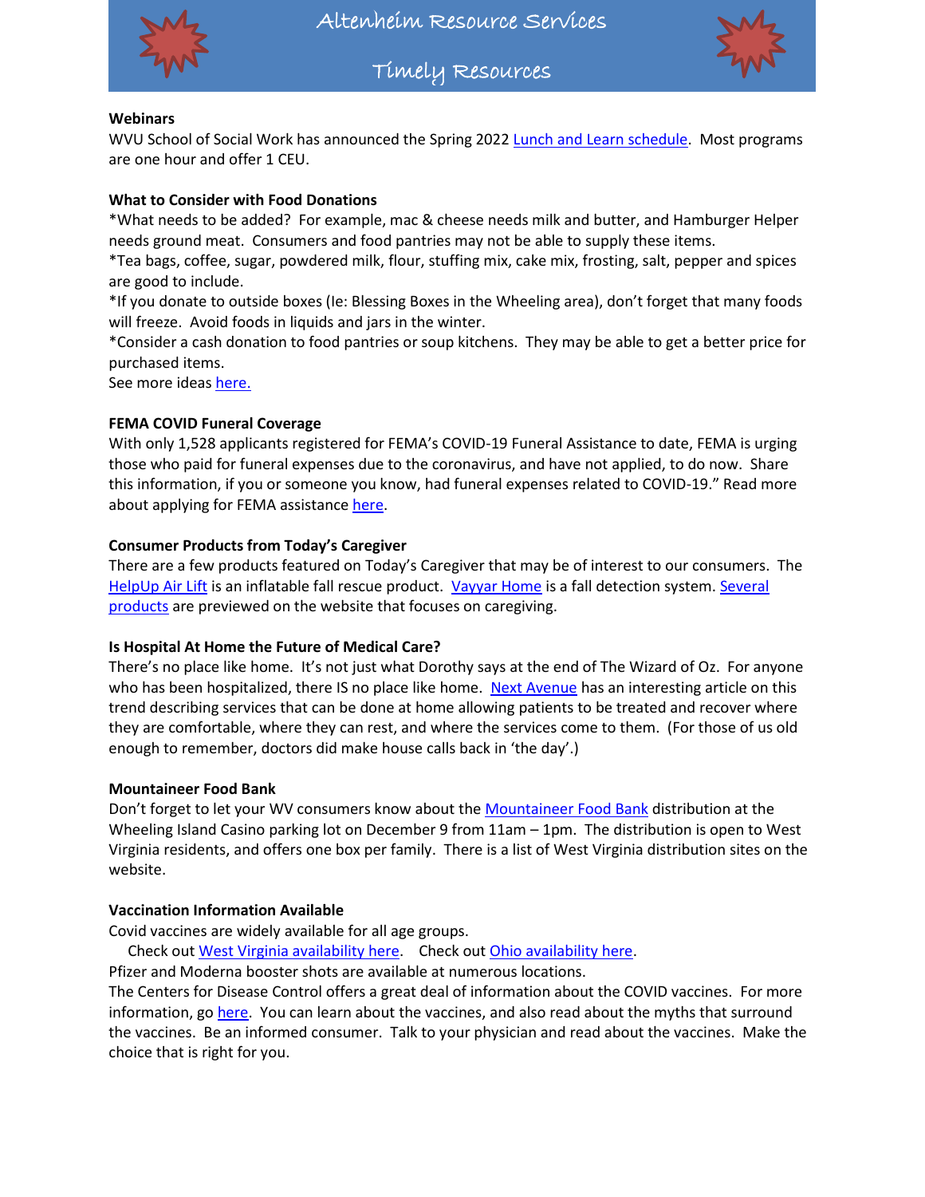# Altenheim Resource Services

## Timely Resources

**Webinars**

WVU School of Social Work has announced the Spring 2022 Lunch and Learn schedule. Most programs are one hour and offer 1 CEU.

**What to Consider with Food Donations**

*What needs to be added? For example, mac & cheese needs milk and butter, and Hamburger Helper needs ground meat. Consumers and food pantries may not be able to supply these items.

*Tea bags, coffee, sugar, powdered milk, flour, stuffing mix, cake mix, frosting, salt, pepper and spices are good to include.

*If you donate to outside boxes (Ie: Blessing Boxes in the Wheeling area), don't forget that many foods will freeze. Avoid foods in liquids and jars in the winter.

*Consider a cash donation to food pantries or soup kitchens. They may be able to get a better price for purchased items.

See more ideas here.

**FEMA COVID Funeral Coverage**

With only 1,528 applicants registered for FEMA's COVID-19 Funeral Assistance to date, FEMA is urging those who paid for funeral expenses due to the coronavirus, and have not applied, to do now. Share this information, if you or someone you know, had funeral expenses related to COVID-19." Read more about applying for FEMA assistance here.

**Consumer Products from Today's Caregiver**

There are a few products featured on Today's Caregiver that may be of interest to our consumers. The HelpUp Air Lift is an inflatable fall rescue product. Vayyar Home is a fall detection system. Several products are previewed on the website that focuses on caregiving.

**Is Hospital At Home the Future of Medical Care?**

There's no place like home. It's not just what Dorothy says at the end of The Wizard of Oz. For anyone who has been hospitalized, there IS no place like home. Next Avenue has an interesting article on this trend describing services that can be done at home allowing patients to be treated and recover where they are comfortable, where they can rest, and where the services come to them. (For those of us old enough to remember, doctors did make house calls back in 'the day'.)

**Mountaineer Food Bank**

Don't forget to let your WV consumers know about the Mountaineer Food Bank distribution at the Wheeling Island Casino parking lot on December 9 from 11am – 1pm. The distribution is open to West Virginia residents, and offers one box per family. There is a list of West Virginia distribution sites on the website.

**Vaccination Information Available**

Covid vaccines are widely available for all age groups.

Check out West Virginia availability here. Check out Ohio availability here.

Pfizer and Moderna booster shots are available at numerous locations.

The Centers for Disease Control offers a great deal of information about the COVID vaccines. For more information, go here. You can learn about the vaccines, and also read about the myths that surround the vaccines. Be an informed consumer. Talk to your physician and read about the vaccines. Make the choice that is right for you.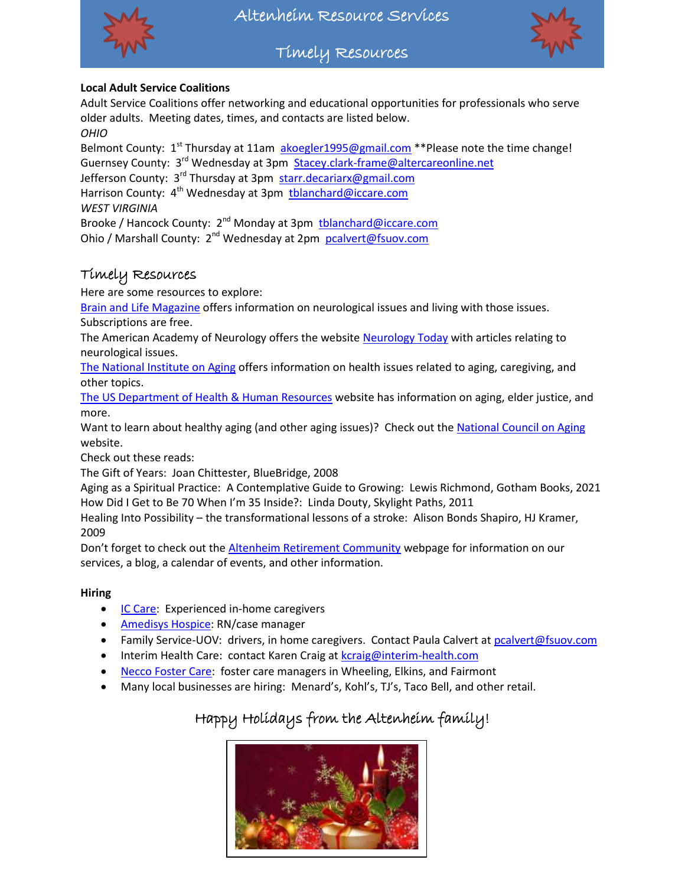# Altenheim Resource Services

## Timely Resources

**Local Adult Service Coalitions**

Adult Service Coalitions offer networking and educational opportunities for professionals who serve older adults. Meeting dates, times, and contacts are listed below.

*OHIO*

Belmont County: 1st Thursday at 11am akoegler1995@gmail.com **Please note the time change!
Guernsey County: 3rd Wednesday at 3pm Stacey.clark-frame@altercareonline.net
Jefferson County: 3rd Thursday at 3pm starr.decariarx@gmail.com
Harrison County: 4th Wednesday at 3pm tblanchard@iccare.com

*WEST VIRGINIA*

Brooke / Hancock County: 2nd Monday at 3pm tblanchard@iccare.com
Ohio / Marshall County: 2nd Wednesday at 2pm pcalvert@fsuov.com

## Timely Resources

Here are some resources to explore:

Brain and Life Magazine offers information on neurological issues and living with those issues. Subscriptions are free.

The American Academy of Neurology offers the website Neurology Today with articles relating to neurological issues.

The National Institute on Aging offers information on health issues related to aging, caregiving, and other topics.

The US Department of Health & Human Resources website has information on aging, elder justice, and more.

Want to learn about healthy aging (and other aging issues)? Check out the National Council on Aging website.

Check out these reads:

The Gift of Years: Joan Chittester, BlueBridge, 2008
Aging as a Spiritual Practice: A Contemplative Guide to Growing: Lewis Richmond, Gotham Books, 2021
How Did I Get to Be 70 When I'm 35 Inside?: Linda Douty, Skylight Paths, 2011
Healing Into Possibility – the transformational lessons of a stroke: Alison Bonds Shapiro, HJ Kramer, 2009

Don't forget to check out the Altenheim Retirement Community webpage for information on our services, a blog, a calendar of events, and other information.

**Hiring**

- IC Care: Experienced in-home caregivers
- Amedisys Hospice: RN/case manager
- Family Service-UOV: drivers, in home caregivers. Contact Paula Calvert at pcalvert@fsuov.com
- Interim Health Care: contact Karen Craig at kcraig@interim-health.com
- Necco Foster Care: foster care managers in Wheeling, Elkins, and Fairmont
- Many local businesses are hiring: Menard's, Kohl's, TJ's, Taco Bell, and other retail.

Happy Holidays from the Altenheim family!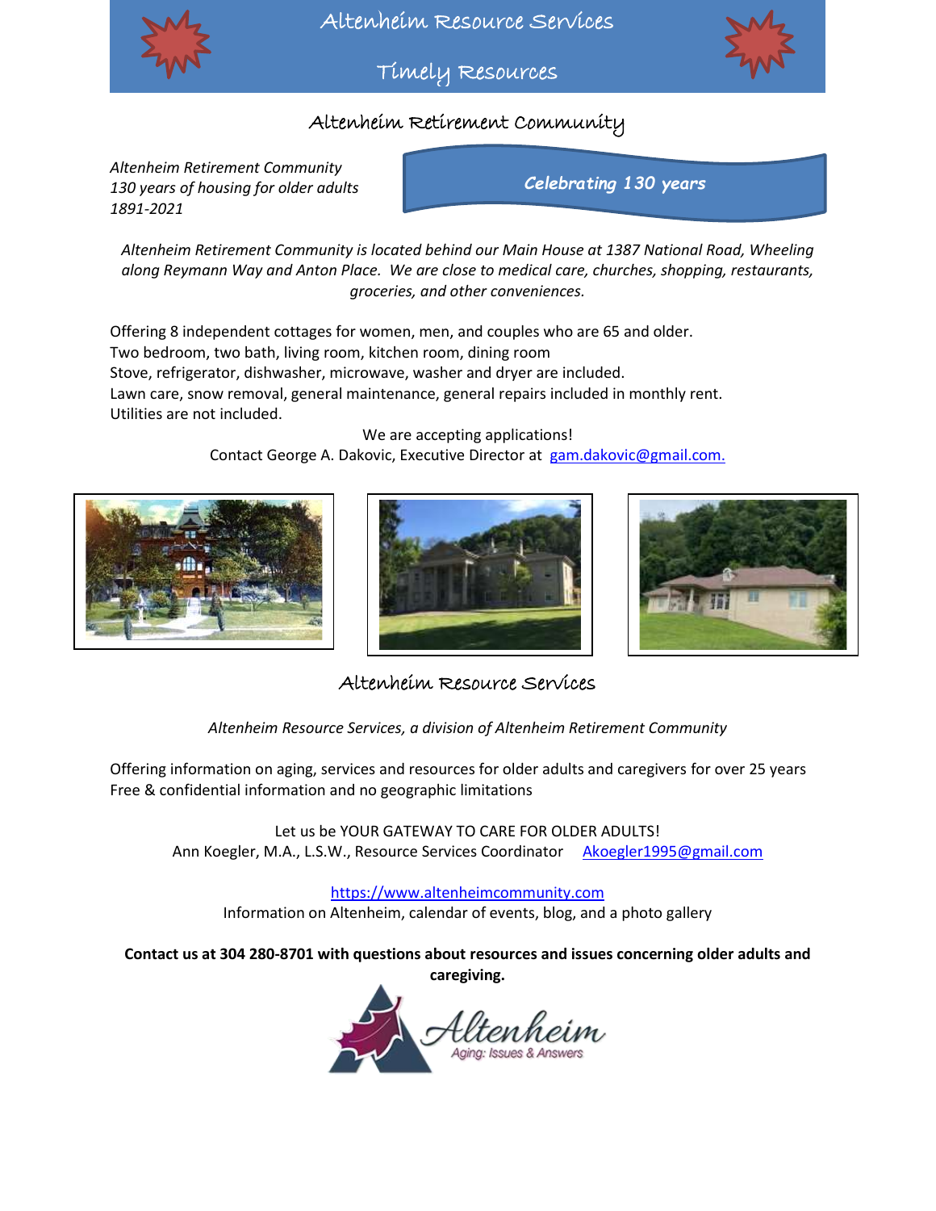# Altenheim Resource Services

## Timely Resources

## Altenheim Retirement Community

*Altenheim Retirement Community*
*130 years of housing for older adults*
*1891-2021*

***Celebrating 130 years***

*Altenheim Retirement Community is located behind our Main House at 1387 National Road, Wheeling along Reymann Way and Anton Place. We are close to medical care, churches, shopping, restaurants, groceries, and other conveniences.*

Offering 8 independent cottages for women, men, and couples who are 65 and older.
Two bedroom, two bath, living room, kitchen room, dining room
Stove, refrigerator, dishwasher, microwave, washer and dryer are included.
Lawn care, snow removal, general maintenance, general repairs included in monthly rent.
Utilities are not included.

We are accepting applications!
Contact George A. Dakovic, Executive Director at gam.dakovic@gmail.com.

## Altenheim Resource Services

*Altenheim Resource Services, a division of Altenheim Retirement Community*

Offering information on aging, services and resources for older adults and caregivers for over 25 years
Free & confidential information and no geographic limitations

Let us be YOUR GATEWAY TO CARE FOR OLDER ADULTS!
Ann Koegler, M.A., L.S.W., Resource Services Coordinator Akoegler1995@gmail.com

https://www.altenheimcommunity.com
Information on Altenheim, calendar of events, blog, and a photo gallery

**Contact us at 304 280-8701 with questions about resources and issues concerning older adults and caregiving.**

Altenheim
Aging: Issues & Answers